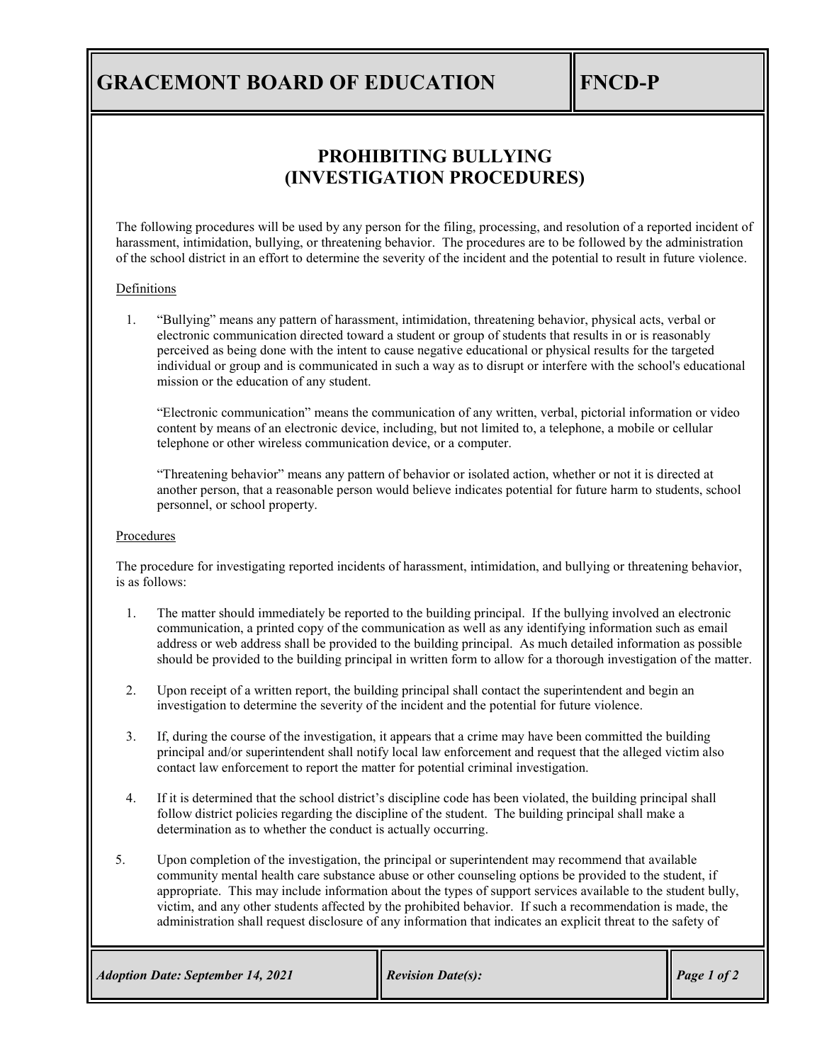# GRACEMONT BOARD OF EDUCATION — FNCD-P

## PROHIBITING BULLYING (INVESTIGATION PROCEDURES)

The following procedures will be used by any person for the filing, processing, and resolution of a reported incident of harassment, intimidation, bullying, or threatening behavior. The procedures are to be followed by the administration of the school district in an effort to determine the severity of the incident and the potential to result in future violence.

Definitions

1. "Bullying" means any pattern of harassment, intimidation, threatening behavior, physical acts, verbal or electronic communication directed toward a student or group of students that results in or is reasonably perceived as being done with the intent to cause negative educational or physical results for the targeted individual or group and is communicated in such a way as to disrupt or interfere with the school's educational mission or the education of any student.

   "Electronic communication" means the communication of any written, verbal, pictorial information or video content by means of an electronic device, including, but not limited to, a telephone, a mobile or cellular telephone or other wireless communication device, or a computer.

   "Threatening behavior" means any pattern of behavior or isolated action, whether or not it is directed at another person, that a reasonable person would believe indicates potential for future harm to students, school personnel, or school property.

Procedures

The procedure for investigating reported incidents of harassment, intimidation, and bullying or threatening behavior, is as follows:

1. The matter should immediately be reported to the building principal. If the bullying involved an electronic communication, a printed copy of the communication as well as any identifying information such as email address or web address shall be provided to the building principal. As much detailed information as possible should be provided to the building principal in written form to allow for a thorough investigation of the matter.

2. Upon receipt of a written report, the building principal shall contact the superintendent and begin an investigation to determine the severity of the incident and the potential for future violence.

3. If, during the course of the investigation, it appears that a crime may have been committed the building principal and/or superintendent shall notify local law enforcement and request that the alleged victim also contact law enforcement to report the matter for potential criminal investigation.

4. If it is determined that the school district's discipline code has been violated, the building principal shall follow district policies regarding the discipline of the student. The building principal shall make a determination as to whether the conduct is actually occurring.

5. Upon completion of the investigation, the principal or superintendent may recommend that available community mental health care substance abuse or other counseling options be provided to the student, if appropriate. This may include information about the types of support services available to the student bully, victim, and any other students affected by the prohibited behavior. If such a recommendation is made, the administration shall request disclosure of any information that indicates an explicit threat to the safety of

*Adoption Date: September 14, 2021* | *Revision Date(s):*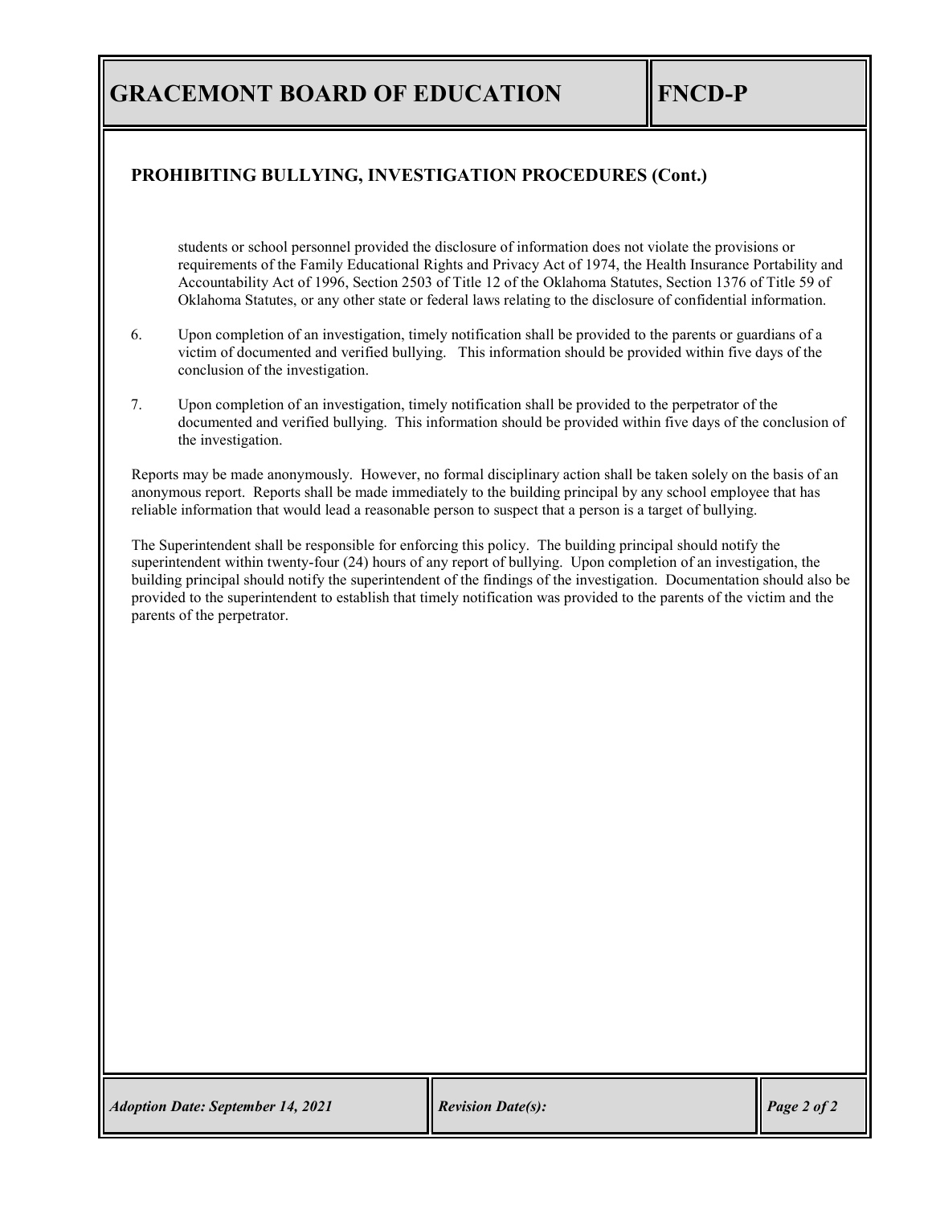## PROHIBITING BULLYING, INVESTIGATION PROCEDURES (Cont.)

students or school personnel provided the disclosure of information does not violate the provisions or requirements of the Family Educational Rights and Privacy Act of 1974, the Health Insurance Portability and Accountability Act of 1996, Section 2503 of Title 12 of the Oklahoma Statutes, Section 1376 of Title 59 of Oklahoma Statutes, or any other state or federal laws relating to the disclosure of confidential information.

6. Upon completion of an investigation, timely notification shall be provided to the parents or guardians of a victim of documented and verified bullying. This information should be provided within five days of the conclusion of the investigation.

7. Upon completion of an investigation, timely notification shall be provided to the perpetrator of the documented and verified bullying. This information should be provided within five days of the conclusion of the investigation.

Reports may be made anonymously. However, no formal disciplinary action shall be taken solely on the basis of an anonymous report. Reports shall be made immediately to the building principal by any school employee that has reliable information that would lead a reasonable person to suspect that a person is a target of bullying.

The Superintendent shall be responsible for enforcing this policy. The building principal should notify the superintendent within twenty-four (24) hours of any report of bullying. Upon completion of an investigation, the building principal should notify the superintendent of the findings of the investigation. Documentation should also be provided to the superintendent to establish that timely notification was provided to the parents of the victim and the parents of the perpetrator.

*Adoption Date: September 14, 2021* | *Revision Date(s):*